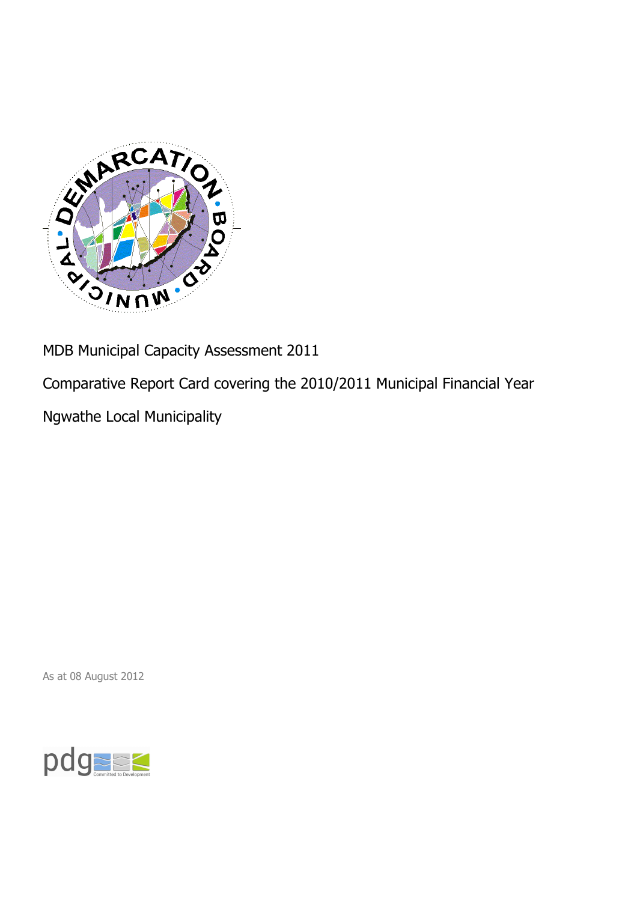MDB Municipal Capacity Assessment 2011

Comparative Report Card covering the 2010/2011 Municipal Financial Year

Ngwathe Local Municipality

As at 08 August 2012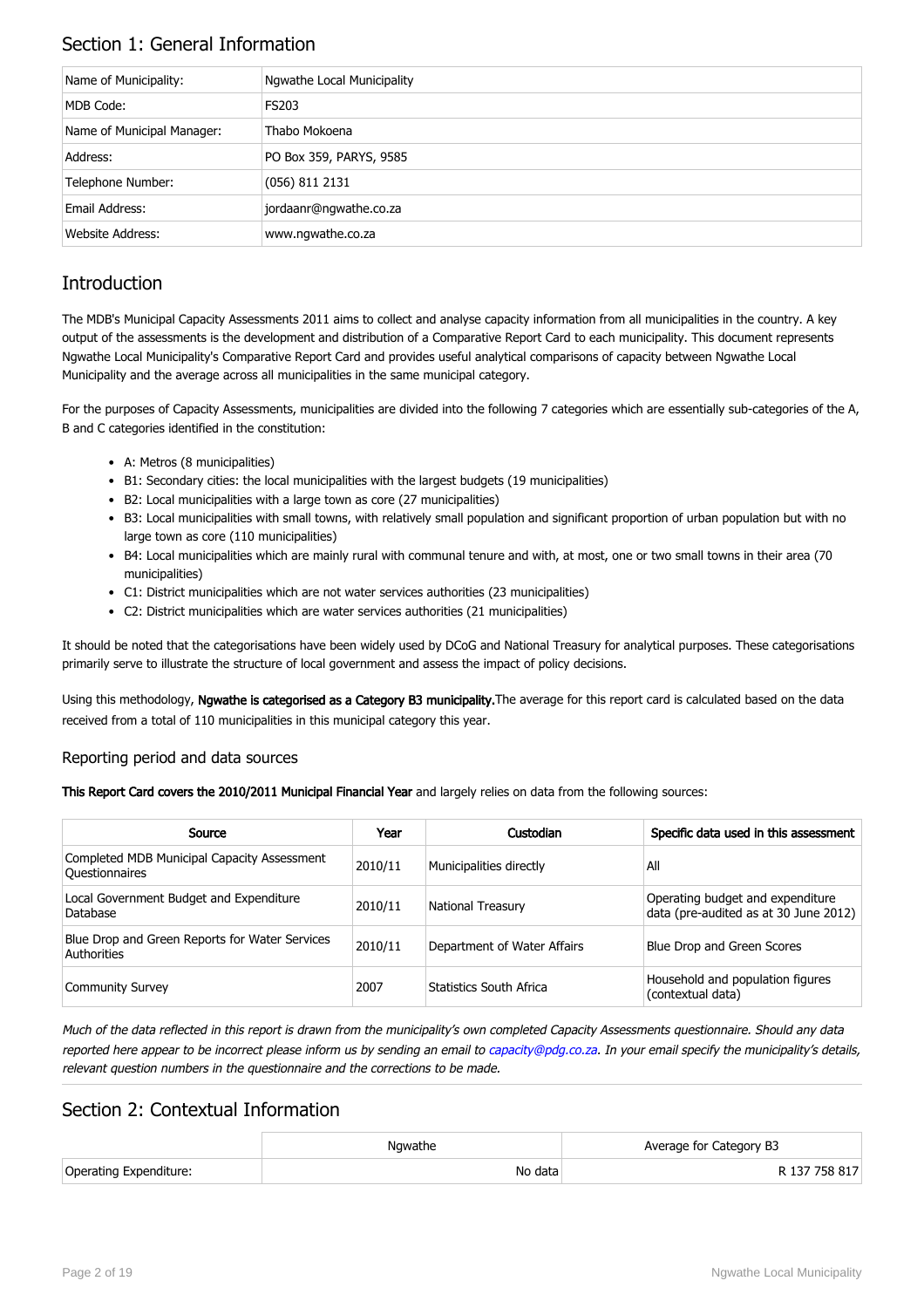## Section 1: General Information

| Name of Municipality: | Ngwathe Local Municipality |
|---|---|
| MDB Code: | FS203 |
| Name of Municipal Manager: | Thabo Mokoena |
| Address: | PO Box 359, PARYS, 9585 |
| Telephone Number: | (056) 811 2131 |
| Email Address: | jordaanr@ngwathe.co.za |
| Website Address: | www.ngwathe.co.za |

## Introduction

The MDB's Municipal Capacity Assessments 2011 aims to collect and analyse capacity information from all municipalities in the country. A key output of the assessments is the development and distribution of a Comparative Report Card to each municipality. This document represents Ngwathe Local Municipality's Comparative Report Card and provides useful analytical comparisons of capacity between Ngwathe Local Municipality and the average across all municipalities in the same municipal category.

For the purposes of Capacity Assessments, municipalities are divided into the following 7 categories which are essentially sub-categories of the A, B and C categories identified in the constitution:

- A: Metros (8 municipalities)
- B1: Secondary cities: the local municipalities with the largest budgets (19 municipalities)
- B2: Local municipalities with a large town as core (27 municipalities)
- B3: Local municipalities with small towns, with relatively small population and significant proportion of urban population but with no large town as core (110 municipalities)
- B4: Local municipalities which are mainly rural with communal tenure and with, at most, one or two small towns in their area (70 municipalities)
- C1: District municipalities which are not water services authorities (23 municipalities)
- C2: District municipalities which are water services authorities (21 municipalities)

It should be noted that the categorisations have been widely used by DCoG and National Treasury for analytical purposes. These categorisations primarily serve to illustrate the structure of local government and assess the impact of policy decisions.

Using this methodology, **Ngwathe is categorised as a Category B3 municipality.** The average for this report card is calculated based on the data received from a total of 110 municipalities in this municipal category this year.

### Reporting period and data sources

**This Report Card covers the 2010/2011 Municipal Financial Year** and largely relies on data from the following sources:

| Source | Year | Custodian | Specific data used in this assessment |
|---|---|---|---|
| Completed MDB Municipal Capacity Assessment Questionnaires | 2010/11 | Municipalities directly | All |
| Local Government Budget and Expenditure Database | 2010/11 | National Treasury | Operating budget and expenditure data (pre-audited as at 30 June 2012) |
| Blue Drop and Green Reports for Water Services Authorities | 2010/11 | Department of Water Affairs | Blue Drop and Green Scores |
| Community Survey | 2007 | Statistics South Africa | Household and population figures (contextual data) |

*Much of the data reflected in this report is drawn from the municipality's own completed Capacity Assessments questionnaire. Should any data reported here appear to be incorrect please inform us by sending an email to capacity@pdg.co.za. In your email specify the municipality's details, relevant question numbers in the questionnaire and the corrections to be made.*

## Section 2: Contextual Information

| | Ngwathe | Average for Category B3 |
|---|---|---|
| Operating Expenditure: | No data | R 137 758 817 |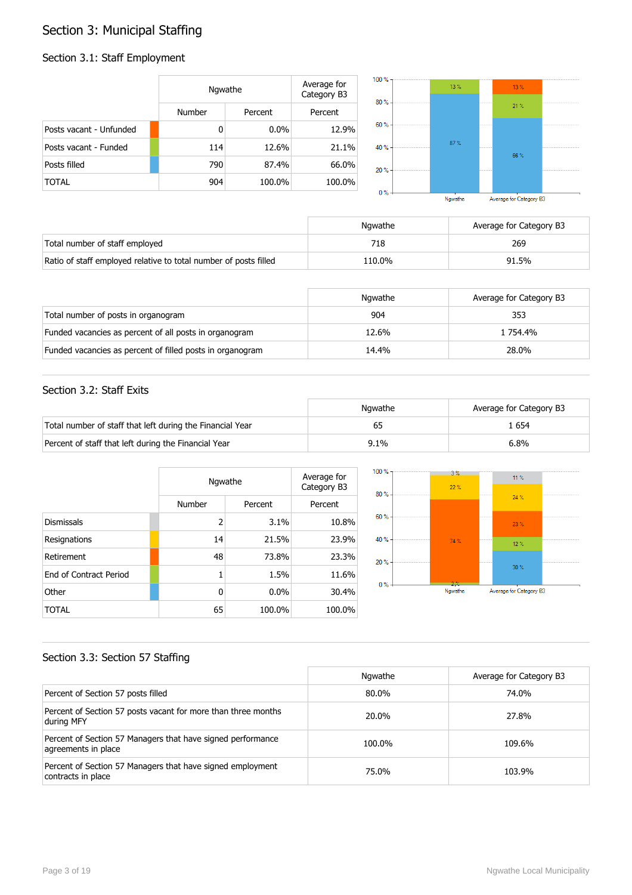# Section 3: Municipal Staffing

## Section 3.1: Staff Employment

| | Ngwathe | | Average for Category B3 |
|---|---|---|---|
| | Number | Percent | Percent |
| Posts vacant - Unfunded | 0 | 0.0% | 12.9% |
| Posts vacant - Funded | 114 | 12.6% | 21.1% |
| Posts filled | 790 | 87.4% | 66.0% |
| TOTAL | 904 | 100.0% | 100.0% |

| | Ngwathe | Average for Category B3 |
|---|---|---|
| Total number of staff employed | 718 | 269 |
| Ratio of staff employed relative to total number of posts filled | 110.0% | 91.5% |

| | Ngwathe | Average for Category B3 |
|---|---|---|
| Total number of posts in organogram | 904 | 353 |
| Funded vacancies as percent of all posts in organogram | 12.6% | 1 754.4% |
| Funded vacancies as percent of filled posts in organogram | 14.4% | 28.0% |

## Section 3.2: Staff Exits

| | Ngwathe | Average for Category B3 |
|---|---|---|
| Total number of staff that left during the Financial Year | 65 | 1 654 |
| Percent of staff that left during the Financial Year | 9.1% | 6.8% |

| | Ngwathe | | Average for Category B3 |
|---|---|---|---|
| | Number | Percent | Percent |
| Dismissals | 2 | 3.1% | 10.8% |
| Resignations | 14 | 21.5% | 23.9% |
| Retirement | 48 | 73.8% | 23.3% |
| End of Contract Period | 1 | 1.5% | 11.6% |
| Other | 0 | 0.0% | 30.4% |
| TOTAL | 65 | 100.0% | 100.0% |

## Section 3.3: Section 57 Staffing

| | Ngwathe | Average for Category B3 |
|---|---|---|
| Percent of Section 57 posts filled | 80.0% | 74.0% |
| Percent of Section 57 posts vacant for more than three months during MFY | 20.0% | 27.8% |
| Percent of Section 57 Managers that have signed performance agreements in place | 100.0% | 109.6% |
| Percent of Section 57 Managers that have signed employment contracts in place | 75.0% | 103.9% |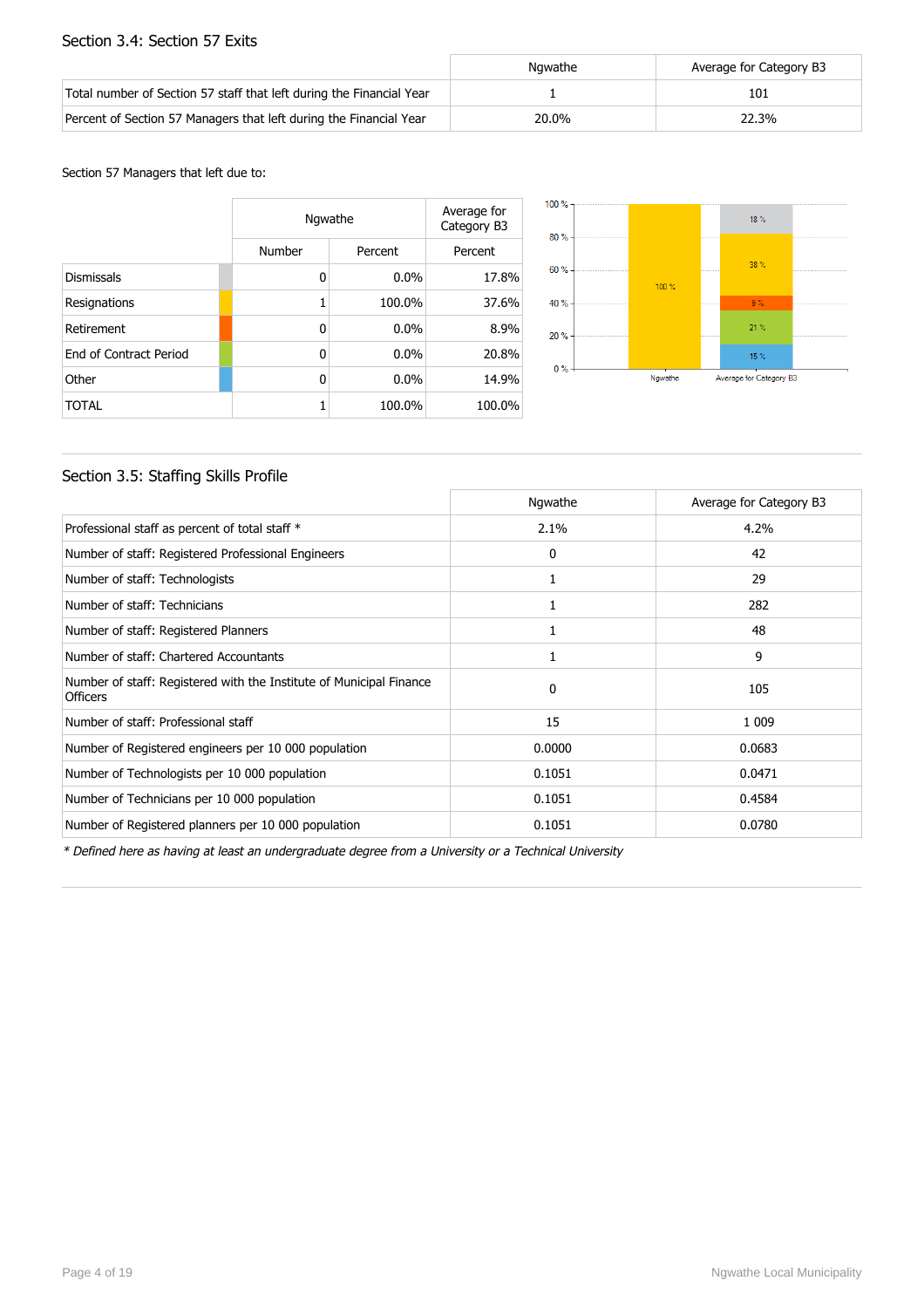## Section 3.4: Section 57 Exits

| | Ngwathe | Average for Category B3 |
|---|---|---|
| Total number of Section 57 staff that left during the Financial Year | 1 | 101 |
| Percent of Section 57 Managers that left during the Financial Year | 20.0% | 22.3% |

Section 57 Managers that left due to:

| | Ngwathe | | Average for Category B3 |
|---|---|---|---|
| | Number | Percent | Percent |
| Dismissals | 0 | 0.0% | 17.8% |
| Resignations | 1 | 100.0% | 37.6% |
| Retirement | 0 | 0.0% | 8.9% |
| End of Contract Period | 0 | 0.0% | 20.8% |
| Other | 0 | 0.0% | 14.9% |
| TOTAL | 1 | 100.0% | 100.0% |

## Section 3.5: Staffing Skills Profile

| | Ngwathe | Average for Category B3 |
|---|---|---|
| Professional staff as percent of total staff * | 2.1% | 4.2% |
| Number of staff: Registered Professional Engineers | 0 | 42 |
| Number of staff: Technologists | 1 | 29 |
| Number of staff: Technicians | 1 | 282 |
| Number of staff: Registered Planners | 1 | 48 |
| Number of staff: Chartered Accountants | 1 | 9 |
| Number of staff: Registered with the Institute of Municipal Finance Officers | 0 | 105 |
| Number of staff: Professional staff | 15 | 1 009 |
| Number of Registered engineers per 10 000 population | 0.0000 | 0.0683 |
| Number of Technologists per 10 000 population | 0.1051 | 0.0471 |
| Number of Technicians per 10 000 population | 0.1051 | 0.4584 |
| Number of Registered planners per 10 000 population | 0.1051 | 0.0780 |

*\* Defined here as having at least an undergraduate degree from a University or a Technical University*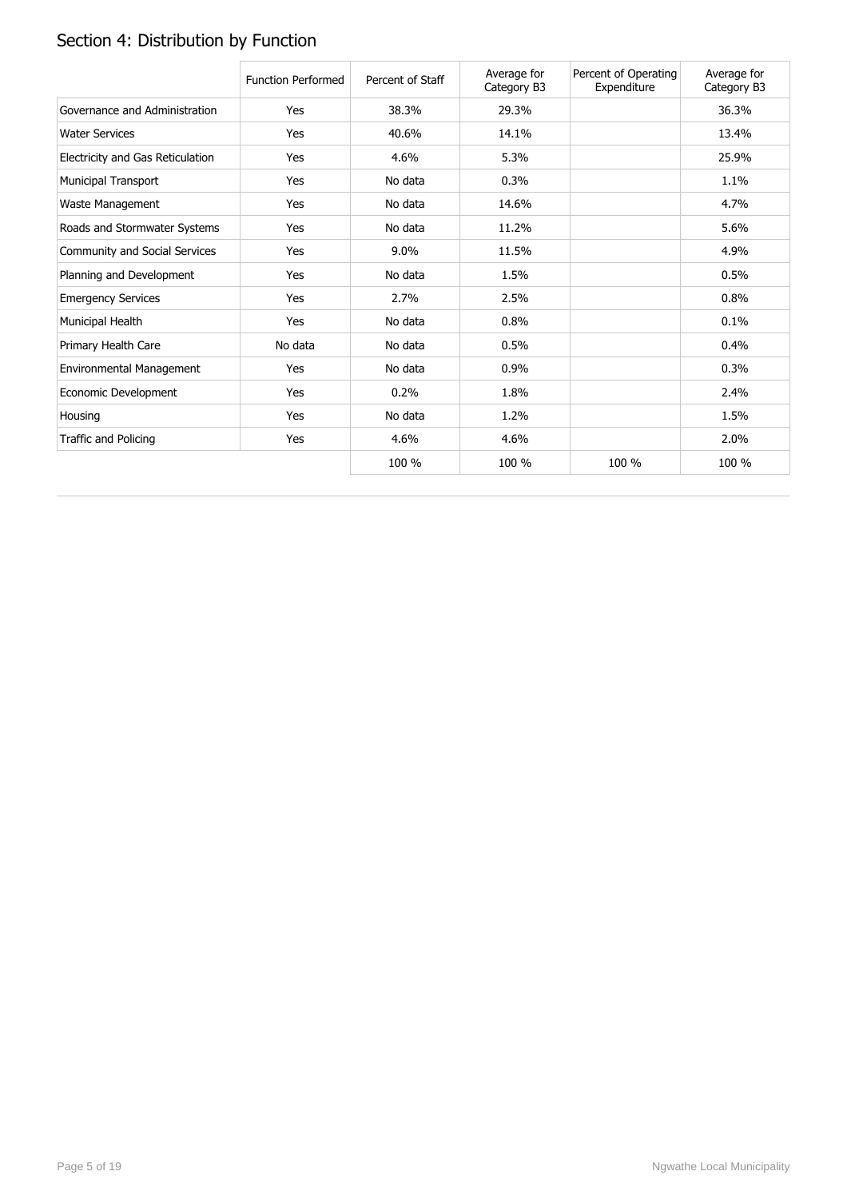## Section 4: Distribution by Function

| | Function Performed | Percent of Staff | Average for Category B3 | Percent of Operating Expenditure | Average for Category B3 |
|---|---|---|---|---|---|
| Governance and Administration | Yes | 38.3% | 29.3% | | 36.3% |
| Water Services | Yes | 40.6% | 14.1% | | 13.4% |
| Electricity and Gas Reticulation | Yes | 4.6% | 5.3% | | 25.9% |
| Municipal Transport | Yes | No data | 0.3% | | 1.1% |
| Waste Management | Yes | No data | 14.6% | | 4.7% |
| Roads and Stormwater Systems | Yes | No data | 11.2% | | 5.6% |
| Community and Social Services | Yes | 9.0% | 11.5% | | 4.9% |
| Planning and Development | Yes | No data | 1.5% | | 0.5% |
| Emergency Services | Yes | 2.7% | 2.5% | | 0.8% |
| Municipal Health | Yes | No data | 0.8% | | 0.1% |
| Primary Health Care | No data | No data | 0.5% | | 0.4% |
| Environmental Management | Yes | No data | 0.9% | | 0.3% |
| Economic Development | Yes | 0.2% | 1.8% | | 2.4% |
| Housing | Yes | No data | 1.2% | | 1.5% |
| Traffic and Policing | Yes | 4.6% | 4.6% | | 2.0% |
| | | 100 % | 100 % | 100 % | 100 % |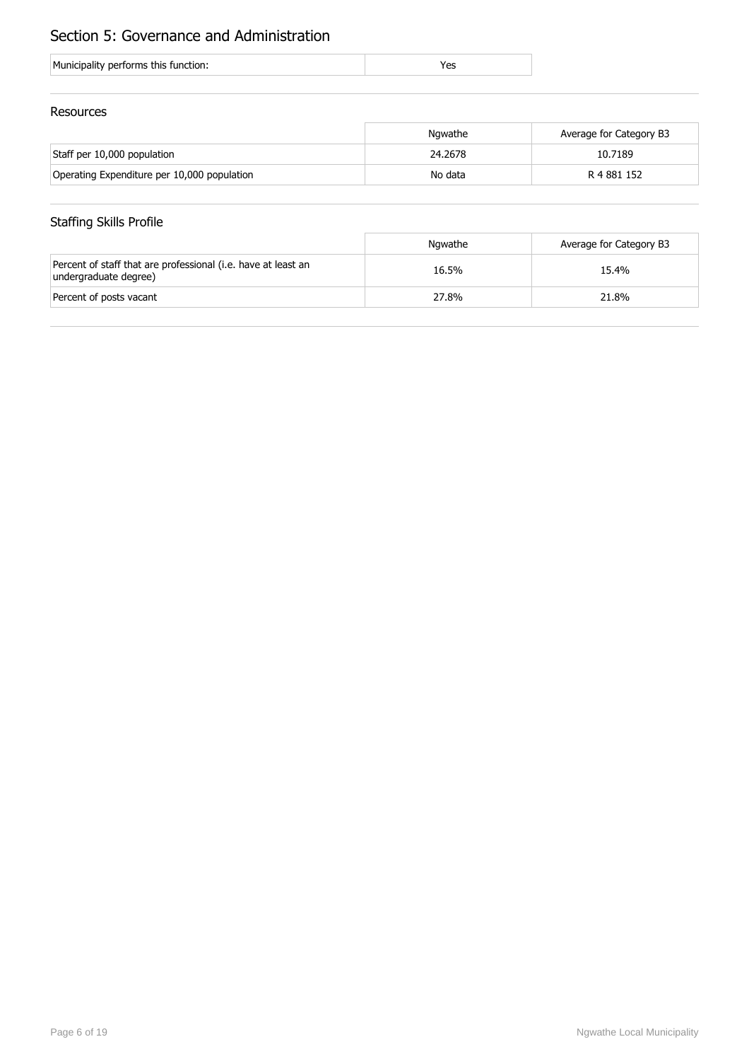# Section 5: Governance and Administration

| Municipality performs this function: | Yes |
|---|---|

## Resources

| | Ngwathe | Average for Category B3 |
|---|---|---|
| Staff per 10,000 population | 24.2678 | 10.7189 |
| Operating Expenditure per 10,000 population | No data | R 4 881 152 |

## Staffing Skills Profile

| | Ngwathe | Average for Category B3 |
|---|---|---|
| Percent of staff that are professional (i.e. have at least an undergraduate degree) | 16.5% | 15.4% |
| Percent of posts vacant | 27.8% | 21.8% |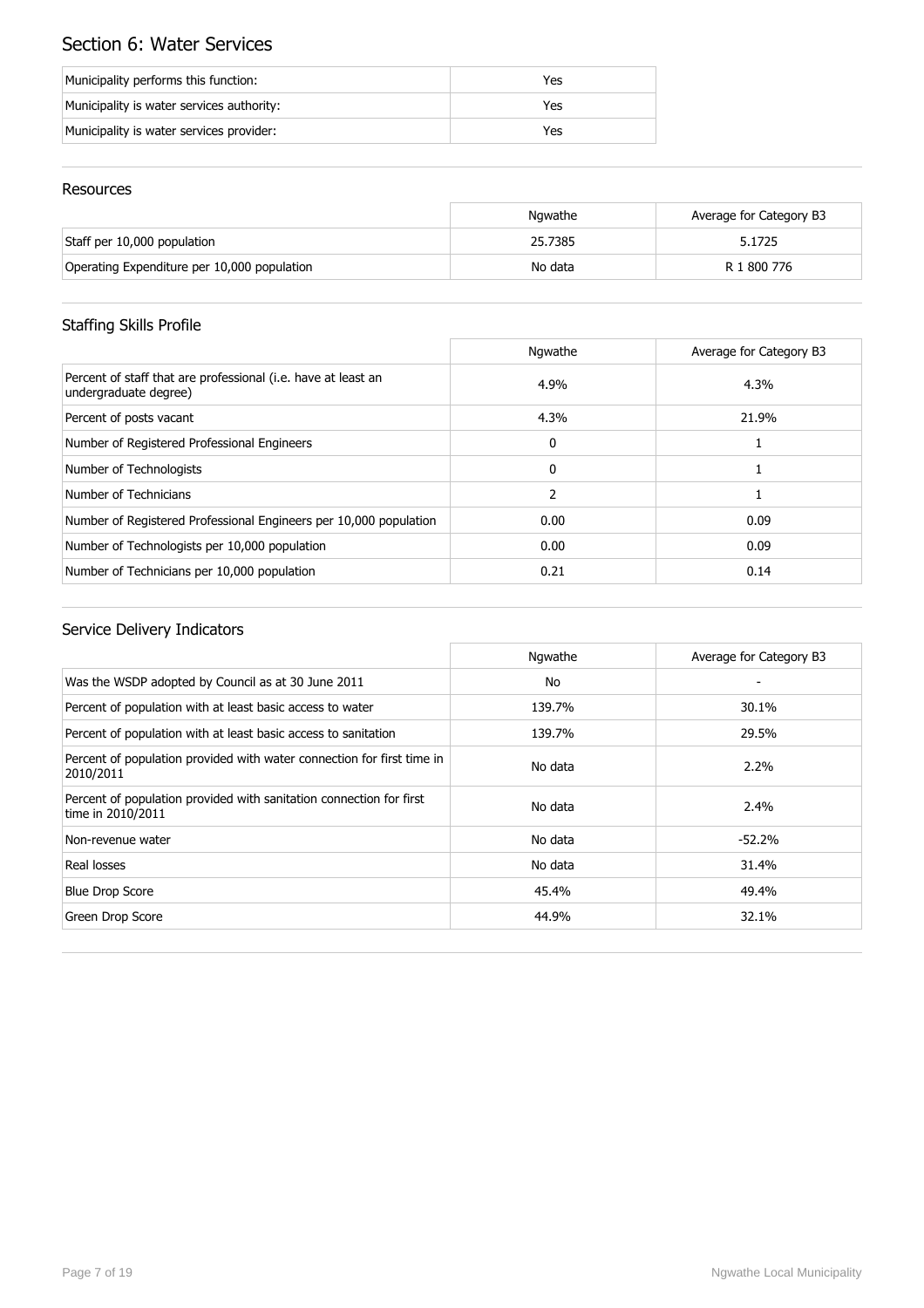# Section 6: Water Services

| | |
|---|---|
| Municipality performs this function: | Yes |
| Municipality is water services authority: | Yes |
| Municipality is water services provider: | Yes |

## Resources

| | Ngwathe | Average for Category B3 |
|---|---|---|
| Staff per 10,000 population | 25.7385 | 5.1725 |
| Operating Expenditure per 10,000 population | No data | R 1 800 776 |

## Staffing Skills Profile

| | Ngwathe | Average for Category B3 |
|---|---|---|
| Percent of staff that are professional (i.e. have at least an undergraduate degree) | 4.9% | 4.3% |
| Percent of posts vacant | 4.3% | 21.9% |
| Number of Registered Professional Engineers | 0 | 1 |
| Number of Technologists | 0 | 1 |
| Number of Technicians | 2 | 1 |
| Number of Registered Professional Engineers per 10,000 population | 0.00 | 0.09 |
| Number of Technologists per 10,000 population | 0.00 | 0.09 |
| Number of Technicians per 10,000 population | 0.21 | 0.14 |

## Service Delivery Indicators

| | Ngwathe | Average for Category B3 |
|---|---|---|
| Was the WSDP adopted by Council as at 30 June 2011 | No | - |
| Percent of population with at least basic access to water | 139.7% | 30.1% |
| Percent of population with at least basic access to sanitation | 139.7% | 29.5% |
| Percent of population provided with water connection for first time in 2010/2011 | No data | 2.2% |
| Percent of population provided with sanitation connection for first time in 2010/2011 | No data | 2.4% |
| Non-revenue water | No data | -52.2% |
| Real losses | No data | 31.4% |
| Blue Drop Score | 45.4% | 49.4% |
| Green Drop Score | 44.9% | 32.1% |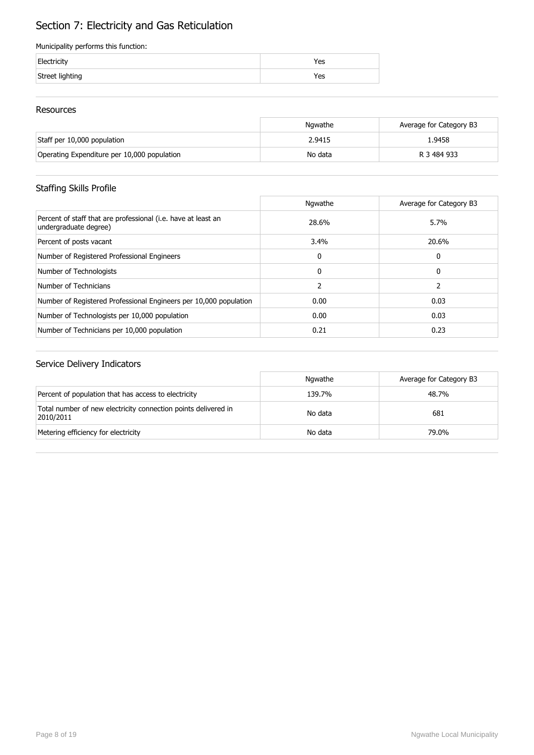# Section 7: Electricity and Gas Reticulation

Municipality performs this function:

| | |
|---|---|
| Electricity | Yes |
| Street lighting | Yes |

## Resources

| | Ngwathe | Average for Category B3 |
|---|---|---|
| Staff per 10,000 population | 2.9415 | 1.9458 |
| Operating Expenditure per 10,000 population | No data | R 3 484 933 |

## Staffing Skills Profile

| | Ngwathe | Average for Category B3 |
|---|---|---|
| Percent of staff that are professional (i.e. have at least an undergraduate degree) | 28.6% | 5.7% |
| Percent of posts vacant | 3.4% | 20.6% |
| Number of Registered Professional Engineers | 0 | 0 |
| Number of Technologists | 0 | 0 |
| Number of Technicians | 2 | 2 |
| Number of Registered Professional Engineers per 10,000 population | 0.00 | 0.03 |
| Number of Technologists per 10,000 population | 0.00 | 0.03 |
| Number of Technicians per 10,000 population | 0.21 | 0.23 |

## Service Delivery Indicators

| | Ngwathe | Average for Category B3 |
|---|---|---|
| Percent of population that has access to electricity | 139.7% | 48.7% |
| Total number of new electricity connection points delivered in 2010/2011 | No data | 681 |
| Metering efficiency for electricity | No data | 79.0% |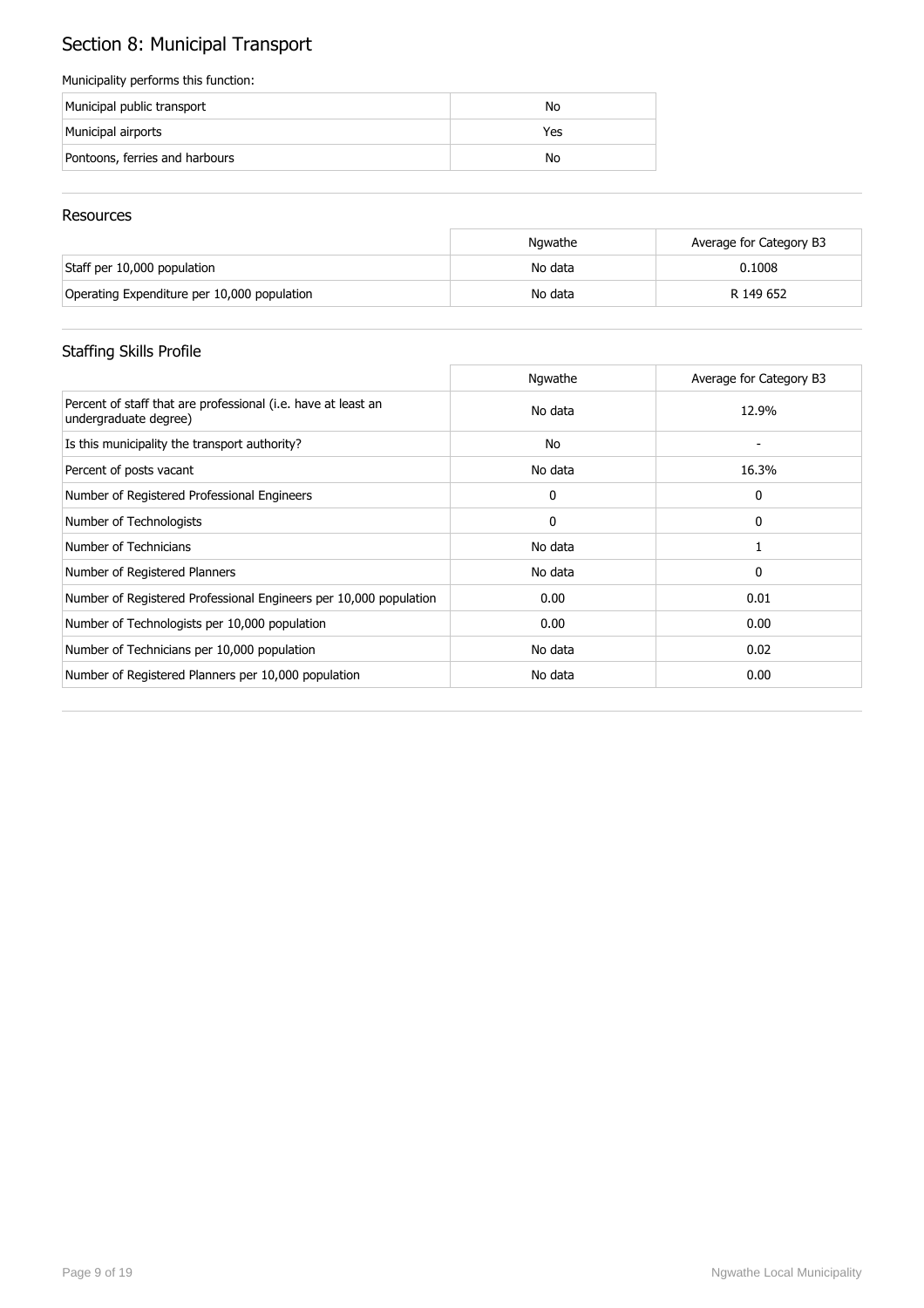# Section 8: Municipal Transport

Municipality performs this function:

| | |
|---|---|
| Municipal public transport | No |
| Municipal airports | Yes |
| Pontoons, ferries and harbours | No |

## Resources

| | Ngwathe | Average for Category B3 |
|---|---|---|
| Staff per 10,000 population | No data | 0.1008 |
| Operating Expenditure per 10,000 population | No data | R 149 652 |

## Staffing Skills Profile

| | Ngwathe | Average for Category B3 |
|---|---|---|
| Percent of staff that are professional (i.e. have at least an undergraduate degree) | No data | 12.9% |
| Is this municipality the transport authority? | No | - |
| Percent of posts vacant | No data | 16.3% |
| Number of Registered Professional Engineers | 0 | 0 |
| Number of Technologists | 0 | 0 |
| Number of Technicians | No data | 1 |
| Number of Registered Planners | No data | 0 |
| Number of Registered Professional Engineers per 10,000 population | 0.00 | 0.01 |
| Number of Technologists per 10,000 population | 0.00 | 0.00 |
| Number of Technicians per 10,000 population | No data | 0.02 |
| Number of Registered Planners per 10,000 population | No data | 0.00 |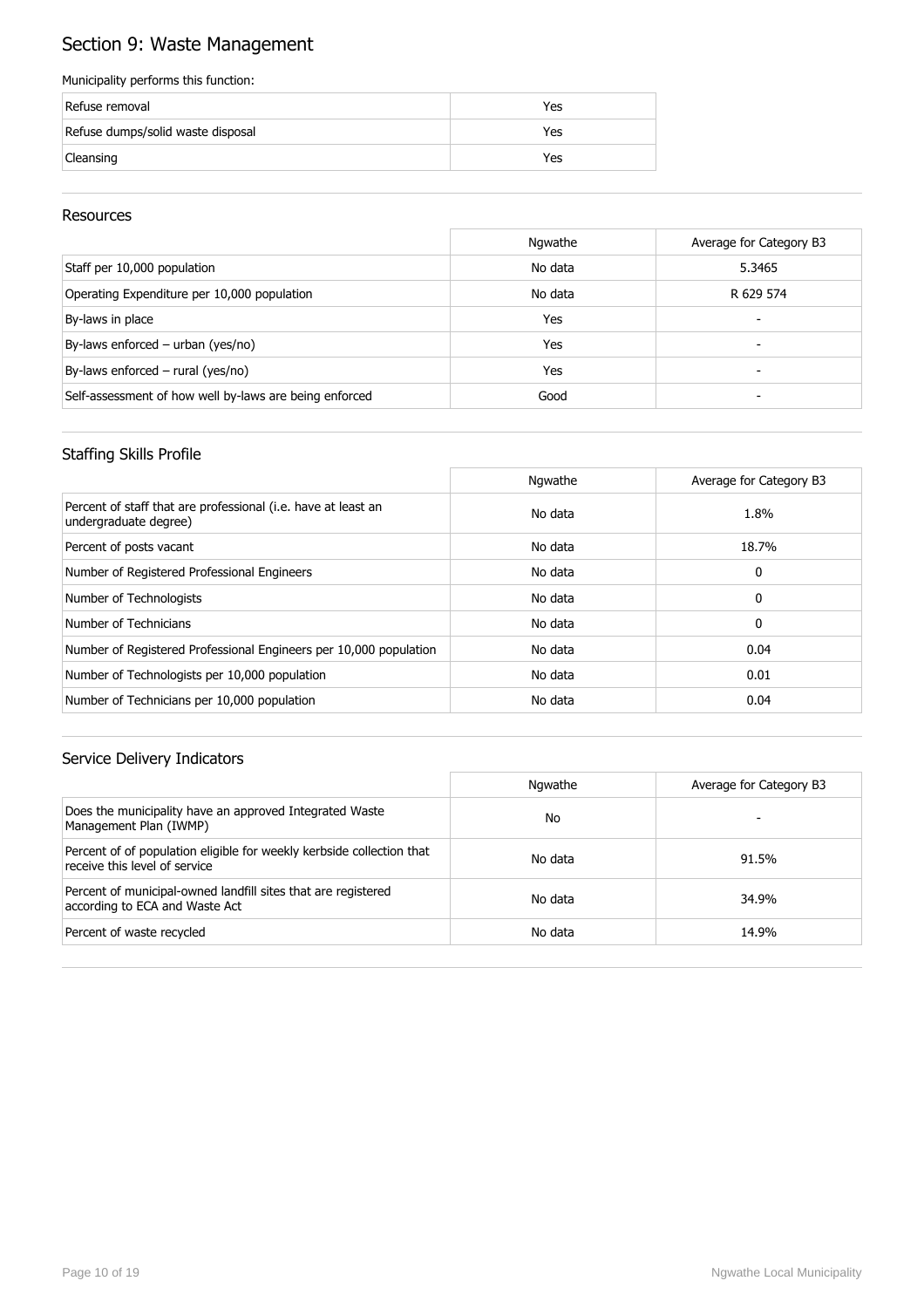# Section 9: Waste Management

Municipality performs this function:

| | |
|---|---|
| Refuse removal | Yes |
| Refuse dumps/solid waste disposal | Yes |
| Cleansing | Yes |

## Resources

| | Ngwathe | Average for Category B3 |
|---|---|---|
| Staff per 10,000 population | No data | 5.3465 |
| Operating Expenditure per 10,000 population | No data | R 629 574 |
| By-laws in place | Yes | - |
| By-laws enforced – urban (yes/no) | Yes | - |
| By-laws enforced – rural (yes/no) | Yes | - |
| Self-assessment of how well by-laws are being enforced | Good | - |

## Staffing Skills Profile

| | Ngwathe | Average for Category B3 |
|---|---|---|
| Percent of staff that are professional (i.e. have at least an undergraduate degree) | No data | 1.8% |
| Percent of posts vacant | No data | 18.7% |
| Number of Registered Professional Engineers | No data | 0 |
| Number of Technologists | No data | 0 |
| Number of Technicians | No data | 0 |
| Number of Registered Professional Engineers per 10,000 population | No data | 0.04 |
| Number of Technologists per 10,000 population | No data | 0.01 |
| Number of Technicians per 10,000 population | No data | 0.04 |

## Service Delivery Indicators

| | Ngwathe | Average for Category B3 |
|---|---|---|
| Does the municipality have an approved Integrated Waste Management Plan (IWMP) | No | - |
| Percent of of population eligible for weekly kerbside collection that receive this level of service | No data | 91.5% |
| Percent of municipal-owned landfill sites that are registered according to ECA and Waste Act | No data | 34.9% |
| Percent of waste recycled | No data | 14.9% |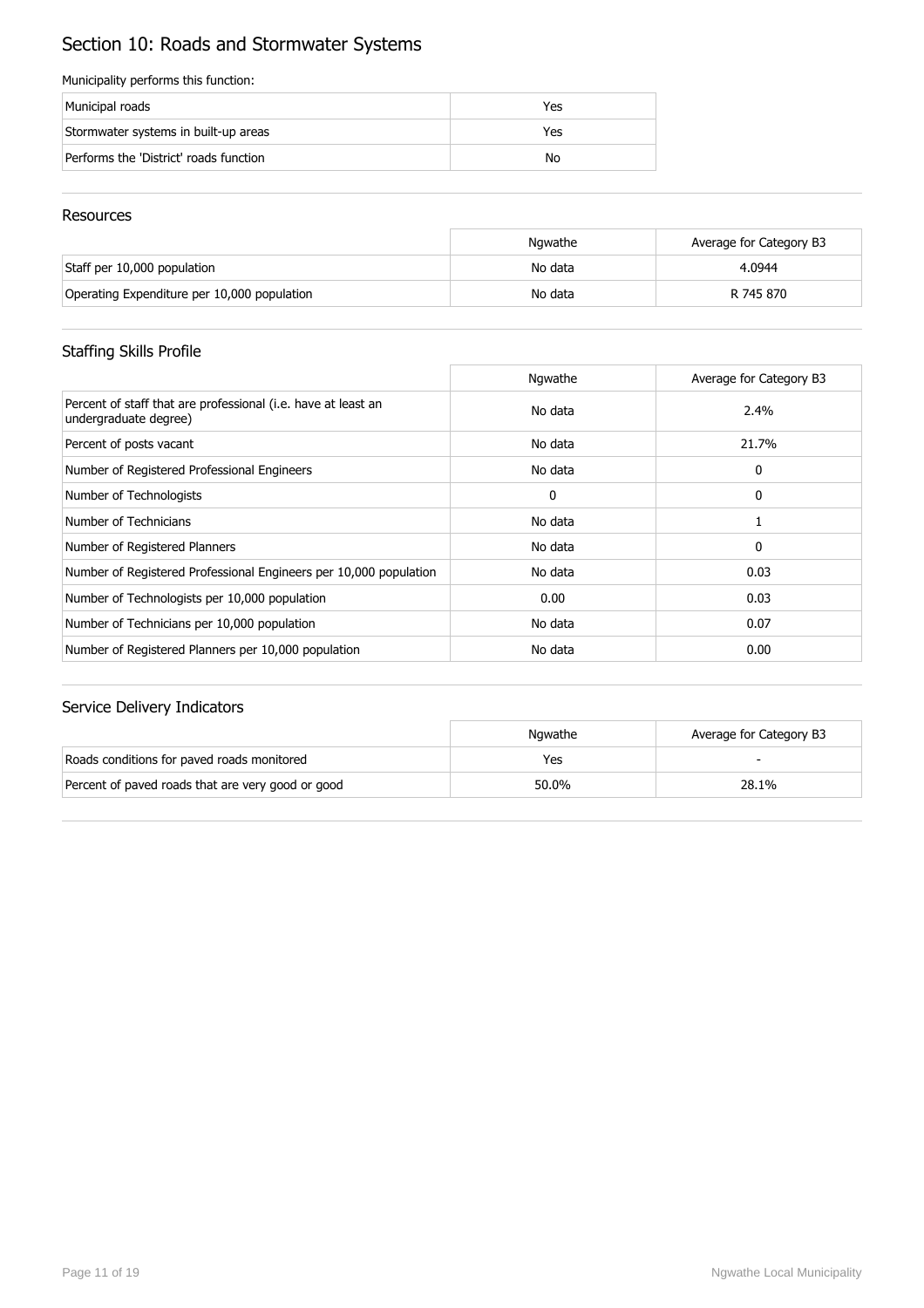# Section 10: Roads and Stormwater Systems

Municipality performs this function:

| | |
|---|---|
| Municipal roads | Yes |
| Stormwater systems in built-up areas | Yes |
| Performs the 'District' roads function | No |

## Resources

| | Ngwathe | Average for Category B3 |
|---|---|---|
| Staff per 10,000 population | No data | 4.0944 |
| Operating Expenditure per 10,000 population | No data | R 745 870 |

## Staffing Skills Profile

| | Ngwathe | Average for Category B3 |
|---|---|---|
| Percent of staff that are professional (i.e. have at least an undergraduate degree) | No data | 2.4% |
| Percent of posts vacant | No data | 21.7% |
| Number of Registered Professional Engineers | No data | 0 |
| Number of Technologists | 0 | 0 |
| Number of Technicians | No data | 1 |
| Number of Registered Planners | No data | 0 |
| Number of Registered Professional Engineers per 10,000 population | No data | 0.03 |
| Number of Technologists per 10,000 population | 0.00 | 0.03 |
| Number of Technicians per 10,000 population | No data | 0.07 |
| Number of Registered Planners per 10,000 population | No data | 0.00 |

## Service Delivery Indicators

| | Ngwathe | Average for Category B3 |
|---|---|---|
| Roads conditions for paved roads monitored | Yes | - |
| Percent of paved roads that are very good or good | 50.0% | 28.1% |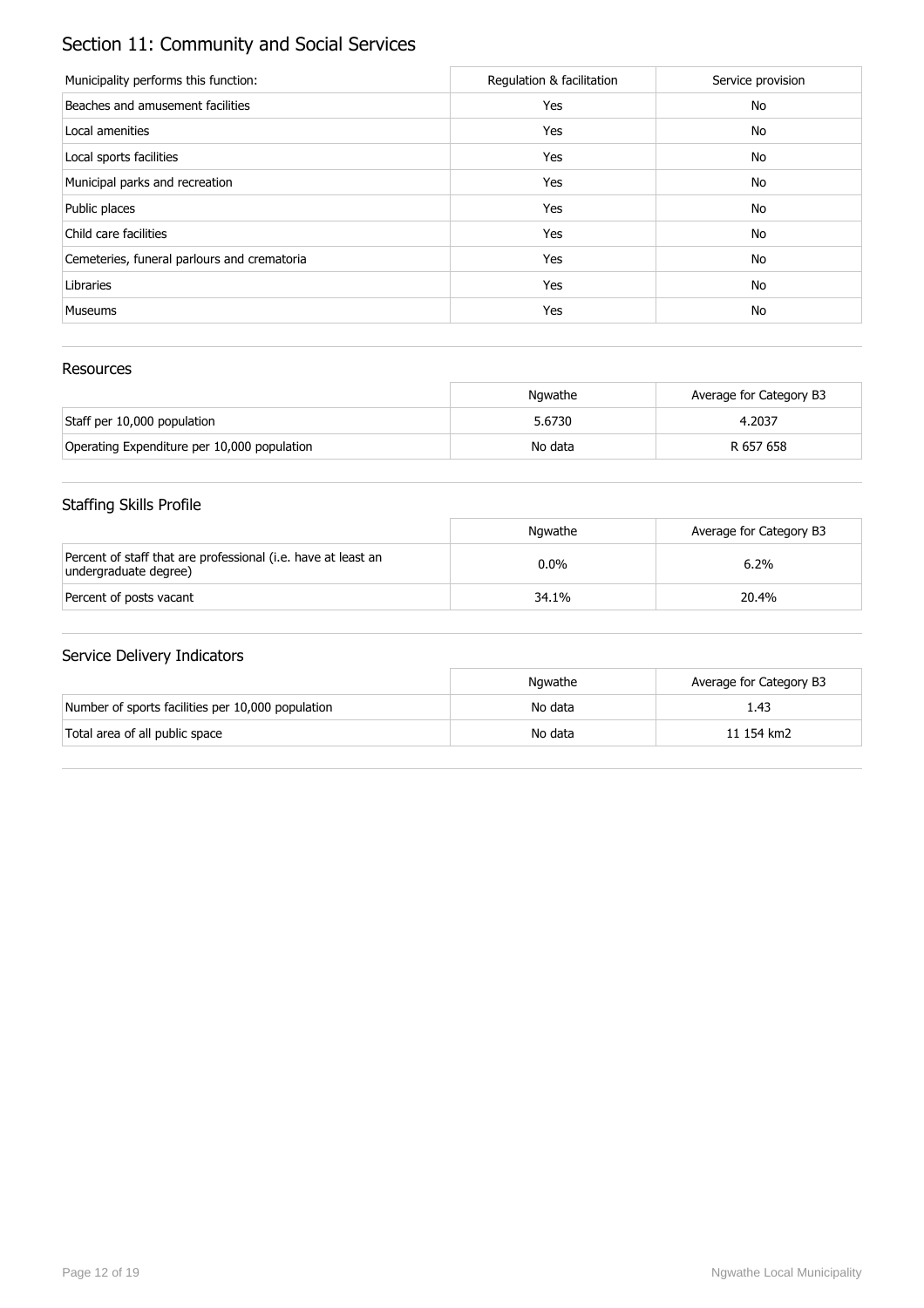## Section 11: Community and Social Services

| Municipality performs this function: | Regulation & facilitation | Service provision |
|---|---|---|
| Beaches and amusement facilities | Yes | No |
| Local amenities | Yes | No |
| Local sports facilities | Yes | No |
| Municipal parks and recreation | Yes | No |
| Public places | Yes | No |
| Child care facilities | Yes | No |
| Cemeteries, funeral parlours and crematoria | Yes | No |
| Libraries | Yes | No |
| Museums | Yes | No |

### Resources

| | Ngwathe | Average for Category B3 |
|---|---|---|
| Staff per 10,000 population | 5.6730 | 4.2037 |
| Operating Expenditure per 10,000 population | No data | R 657 658 |

### Staffing Skills Profile

| | Ngwathe | Average for Category B3 |
|---|---|---|
| Percent of staff that are professional (i.e. have at least an undergraduate degree) | 0.0% | 6.2% |
| Percent of posts vacant | 34.1% | 20.4% |

### Service Delivery Indicators

| | Ngwathe | Average for Category B3 |
|---|---|---|
| Number of sports facilities per 10,000 population | No data | 1.43 |
| Total area of all public space | No data | 11 154 km2 |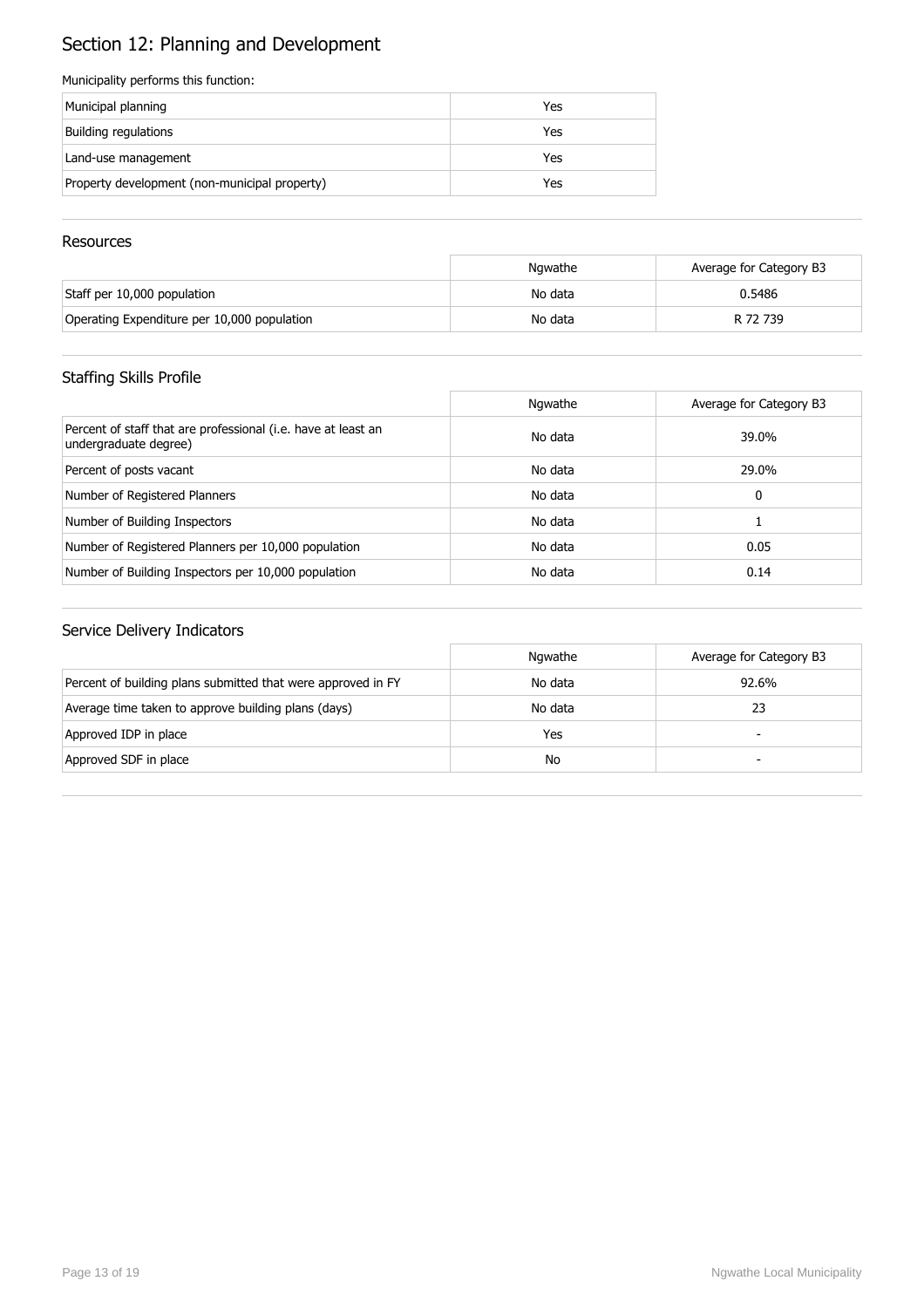# Section 12: Planning and Development

Municipality performs this function:

| | |
|---|---|
| Municipal planning | Yes |
| Building regulations | Yes |
| Land-use management | Yes |
| Property development (non-municipal property) | Yes |

## Resources

| | Ngwathe | Average for Category B3 |
|---|---|---|
| Staff per 10,000 population | No data | 0.5486 |
| Operating Expenditure per 10,000 population | No data | R 72 739 |

## Staffing Skills Profile

| | Ngwathe | Average for Category B3 |
|---|---|---|
| Percent of staff that are professional (i.e. have at least an undergraduate degree) | No data | 39.0% |
| Percent of posts vacant | No data | 29.0% |
| Number of Registered Planners | No data | 0 |
| Number of Building Inspectors | No data | 1 |
| Number of Registered Planners per 10,000 population | No data | 0.05 |
| Number of Building Inspectors per 10,000 population | No data | 0.14 |

## Service Delivery Indicators

| | Ngwathe | Average for Category B3 |
|---|---|---|
| Percent of building plans submitted that were approved in FY | No data | 92.6% |
| Average time taken to approve building plans (days) | No data | 23 |
| Approved IDP in place | Yes | - |
| Approved SDF in place | No | - |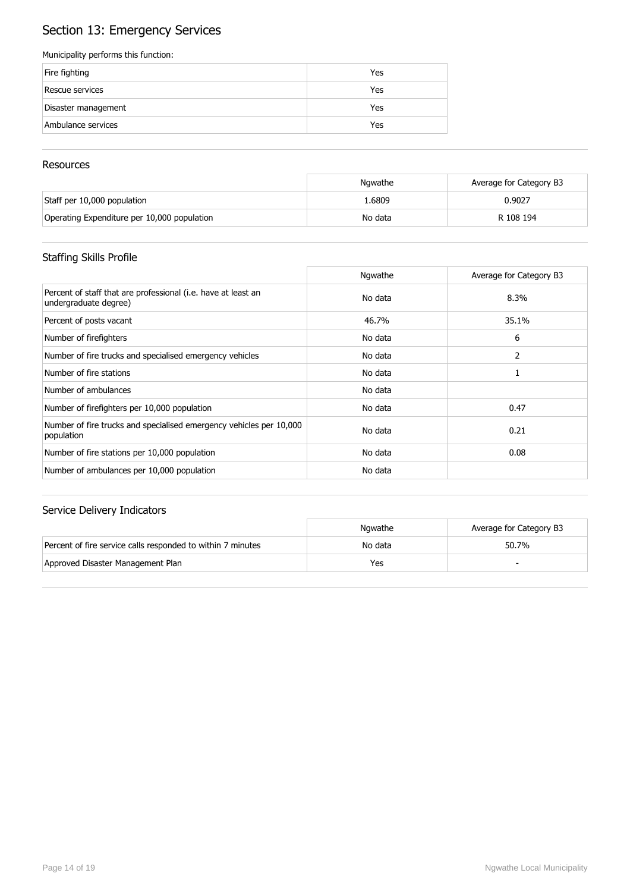# Section 13: Emergency Services

Municipality performs this function:

| | |
|---|---|
| Fire fighting | Yes |
| Rescue services | Yes |
| Disaster management | Yes |
| Ambulance services | Yes |

## Resources

| | Ngwathe | Average for Category B3 |
|---|---|---|
| Staff per 10,000 population | 1.6809 | 0.9027 |
| Operating Expenditure per 10,000 population | No data | R 108 194 |

## Staffing Skills Profile

| | Ngwathe | Average for Category B3 |
|---|---|---|
| Percent of staff that are professional (i.e. have at least an undergraduate degree) | No data | 8.3% |
| Percent of posts vacant | 46.7% | 35.1% |
| Number of firefighters | No data | 6 |
| Number of fire trucks and specialised emergency vehicles | No data | 2 |
| Number of fire stations | No data | 1 |
| Number of ambulances | No data | |
| Number of firefighters per 10,000 population | No data | 0.47 |
| Number of fire trucks and specialised emergency vehicles per 10,000 population | No data | 0.21 |
| Number of fire stations per 10,000 population | No data | 0.08 |
| Number of ambulances per 10,000 population | No data | |

## Service Delivery Indicators

| | Ngwathe | Average for Category B3 |
|---|---|---|
| Percent of fire service calls responded to within 7 minutes | No data | 50.7% |
| Approved Disaster Management Plan | Yes | - |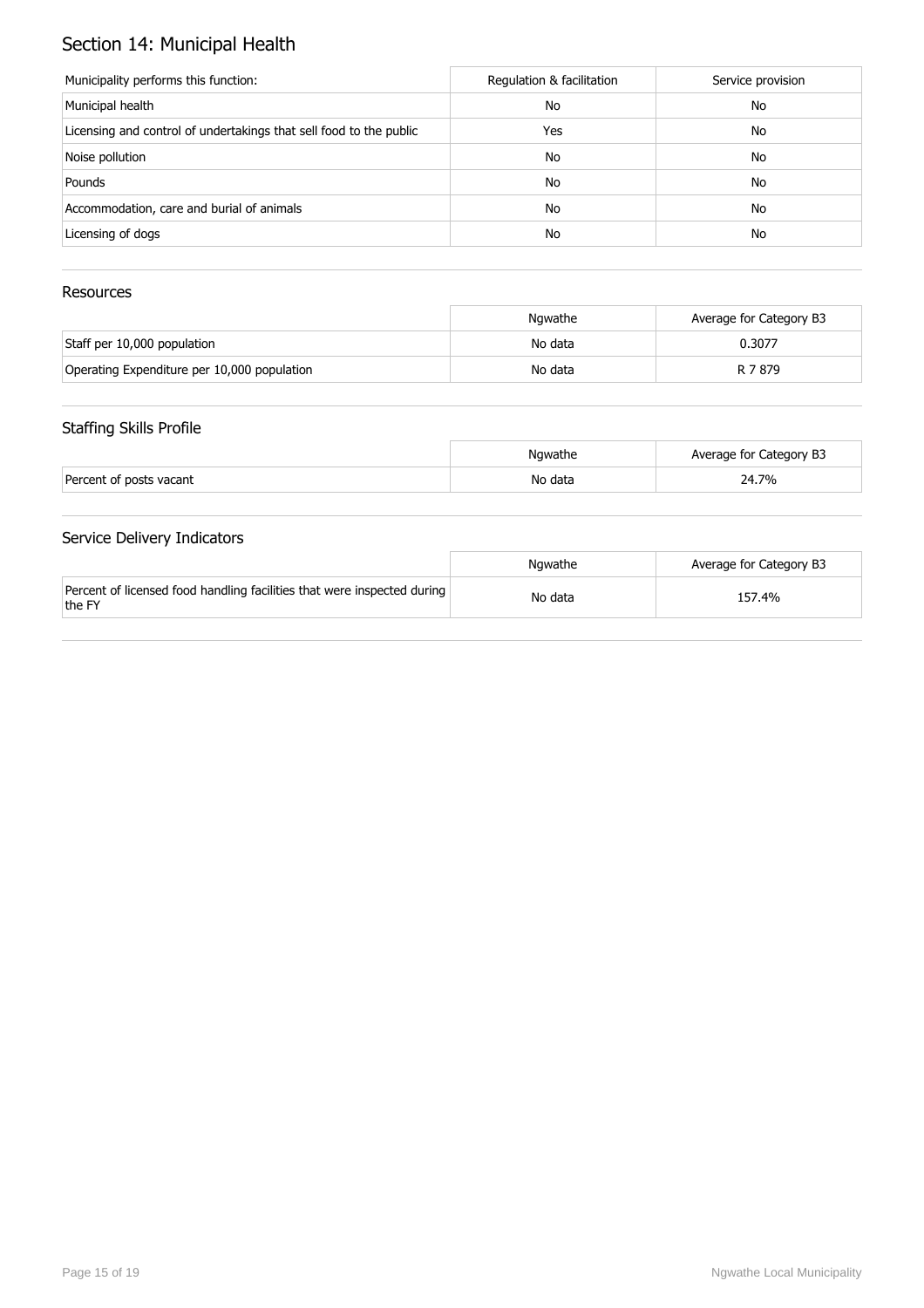# Section 14: Municipal Health

| Municipality performs this function: | Regulation & facilitation | Service provision |
|---|---|---|
| Municipal health | No | No |
| Licensing and control of undertakings that sell food to the public | Yes | No |
| Noise pollution | No | No |
| Pounds | No | No |
| Accommodation, care and burial of animals | No | No |
| Licensing of dogs | No | No |

## Resources

| | Ngwathe | Average for Category B3 |
|---|---|---|
| Staff per 10,000 population | No data | 0.3077 |
| Operating Expenditure per 10,000 population | No data | R 7 879 |

## Staffing Skills Profile

| | Ngwathe | Average for Category B3 |
|---|---|---|
| Percent of posts vacant | No data | 24.7% |

## Service Delivery Indicators

| | Ngwathe | Average for Category B3 |
|---|---|---|
| Percent of licensed food handling facilities that were inspected during the FY | No data | 157.4% |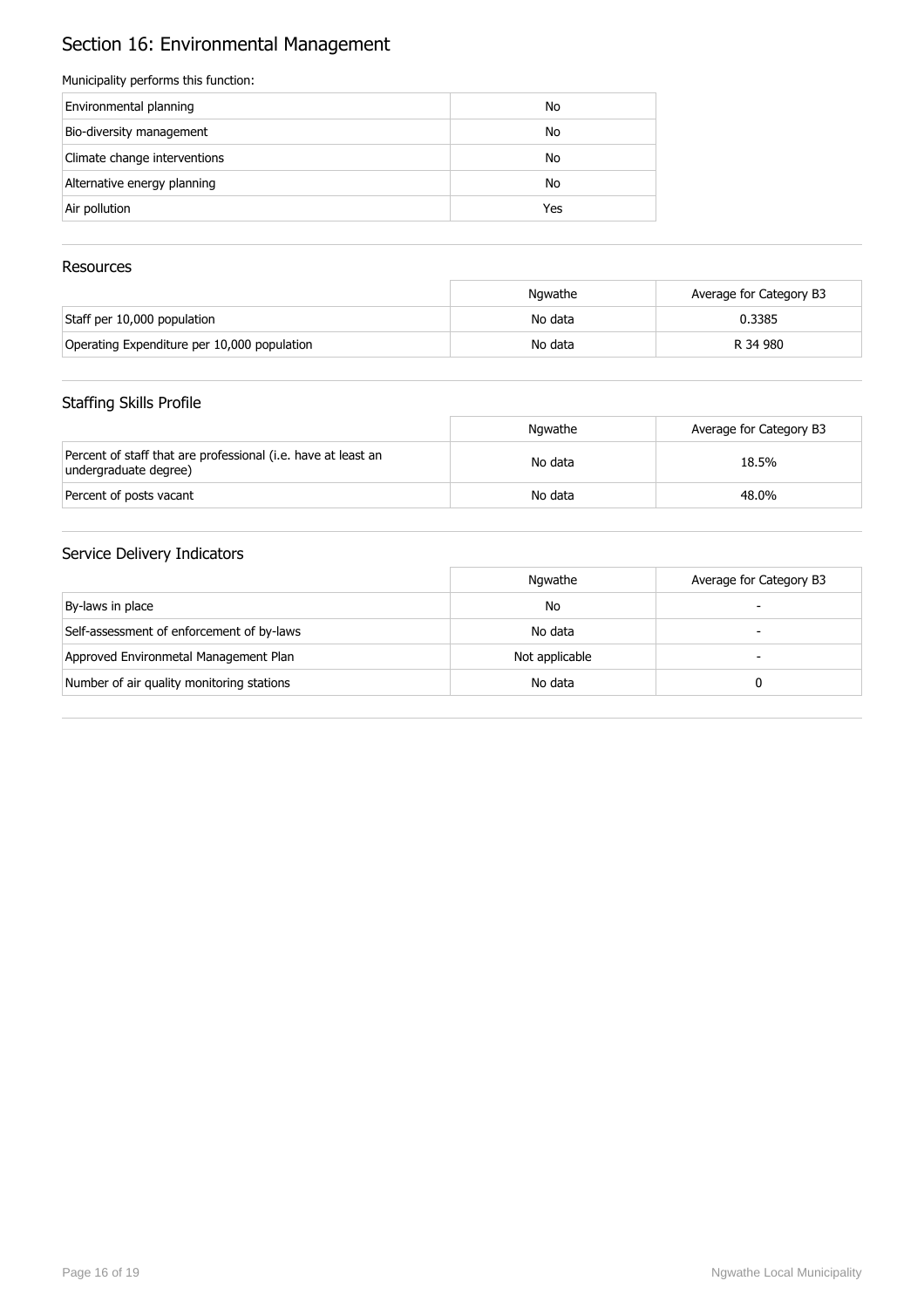# Section 16: Environmental Management

Municipality performs this function:

| | |
|---|---|
| Environmental planning | No |
| Bio-diversity management | No |
| Climate change interventions | No |
| Alternative energy planning | No |
| Air pollution | Yes |

## Resources

| | Ngwathe | Average for Category B3 |
|---|---|---|
| Staff per 10,000 population | No data | 0.3385 |
| Operating Expenditure per 10,000 population | No data | R 34 980 |

## Staffing Skills Profile

| | Ngwathe | Average for Category B3 |
|---|---|---|
| Percent of staff that are professional (i.e. have at least an undergraduate degree) | No data | 18.5% |
| Percent of posts vacant | No data | 48.0% |

## Service Delivery Indicators

| | Ngwathe | Average for Category B3 |
|---|---|---|
| By-laws in place | No | - |
| Self-assessment of enforcement of by-laws | No data | - |
| Approved Environmetal Management Plan | Not applicable | - |
| Number of air quality monitoring stations | No data | 0 |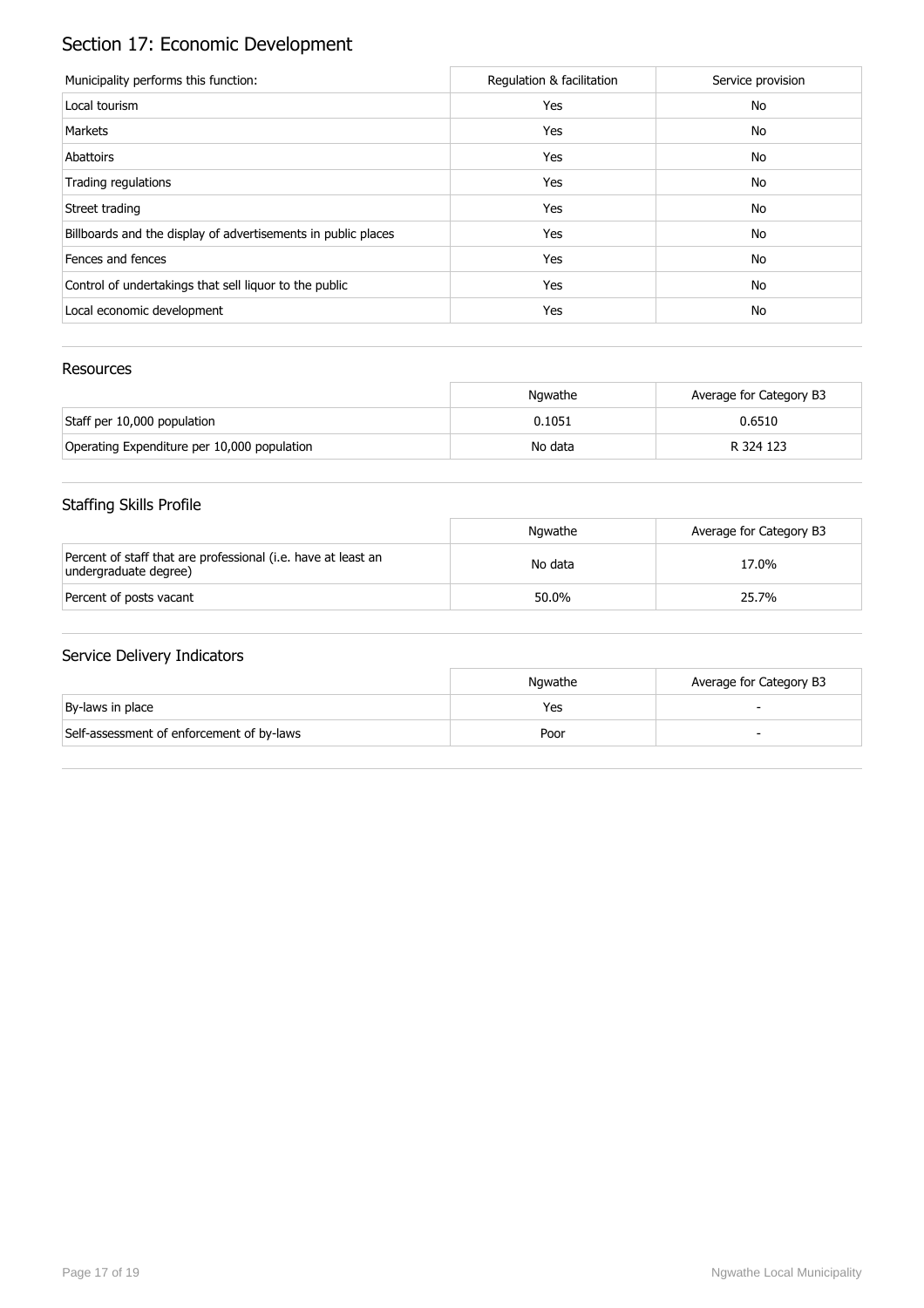# Section 17: Economic Development

| Municipality performs this function: | Regulation & facilitation | Service provision |
|---|---|---|
| Local tourism | Yes | No |
| Markets | Yes | No |
| Abattoirs | Yes | No |
| Trading regulations | Yes | No |
| Street trading | Yes | No |
| Billboards and the display of advertisements in public places | Yes | No |
| Fences and fences | Yes | No |
| Control of undertakings that sell liquor to the public | Yes | No |
| Local economic development | Yes | No |

## Resources

| | Ngwathe | Average for Category B3 |
|---|---|---|
| Staff per 10,000 population | 0.1051 | 0.6510 |
| Operating Expenditure per 10,000 population | No data | R 324 123 |

## Staffing Skills Profile

| | Ngwathe | Average for Category B3 |
|---|---|---|
| Percent of staff that are professional (i.e. have at least an undergraduate degree) | No data | 17.0% |
| Percent of posts vacant | 50.0% | 25.7% |

## Service Delivery Indicators

| | Ngwathe | Average for Category B3 |
|---|---|---|
| By-laws in place | Yes | - |
| Self-assessment of enforcement of by-laws | Poor | - |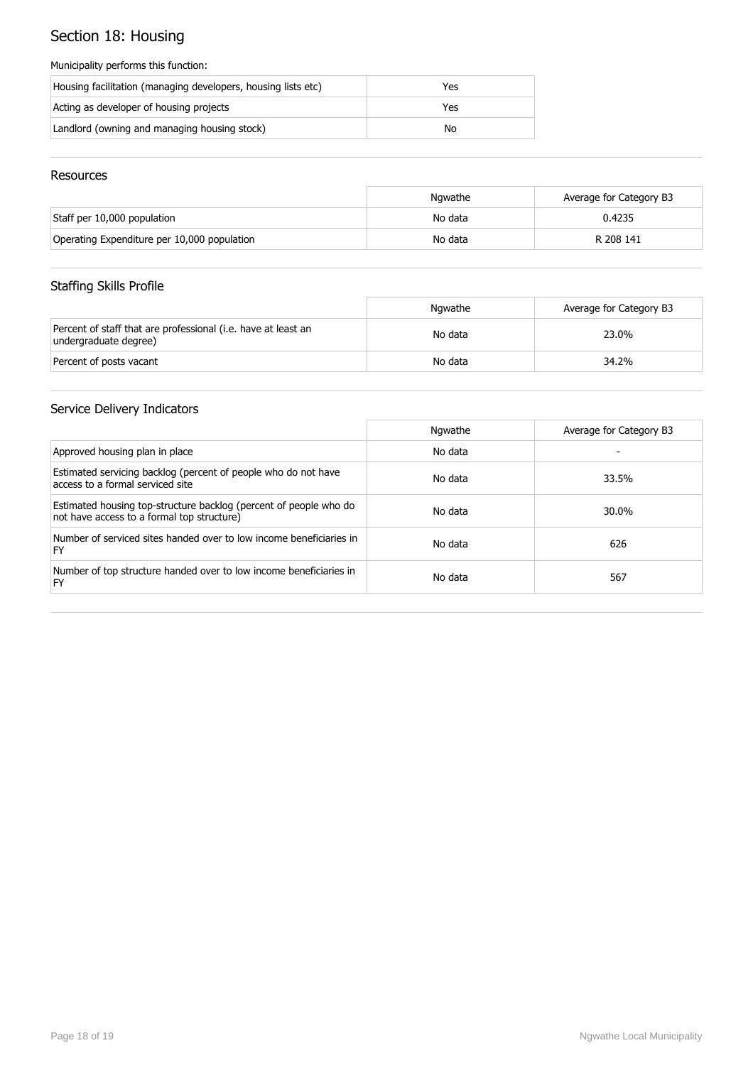# Section 18: Housing

Municipality performs this function:

| | |
|---|---|
| Housing facilitation (managing developers, housing lists etc) | Yes |
| Acting as developer of housing projects | Yes |
| Landlord (owning and managing housing stock) | No |

## Resources

| | Ngwathe | Average for Category B3 |
|---|---|---|
| Staff per 10,000 population | No data | 0.4235 |
| Operating Expenditure per 10,000 population | No data | R 208 141 |

## Staffing Skills Profile

| | Ngwathe | Average for Category B3 |
|---|---|---|
| Percent of staff that are professional (i.e. have at least an undergraduate degree) | No data | 23.0% |
| Percent of posts vacant | No data | 34.2% |

## Service Delivery Indicators

| | Ngwathe | Average for Category B3 |
|---|---|---|
| Approved housing plan in place | No data | - |
| Estimated servicing backlog (percent of people who do not have access to a formal serviced site | No data | 33.5% |
| Estimated housing top-structure backlog (percent of people who do not have access to a formal top structure) | No data | 30.0% |
| Number of serviced sites handed over to low income beneficiaries in FY | No data | 626 |
| Number of top structure handed over to low income beneficiaries in FY | No data | 567 |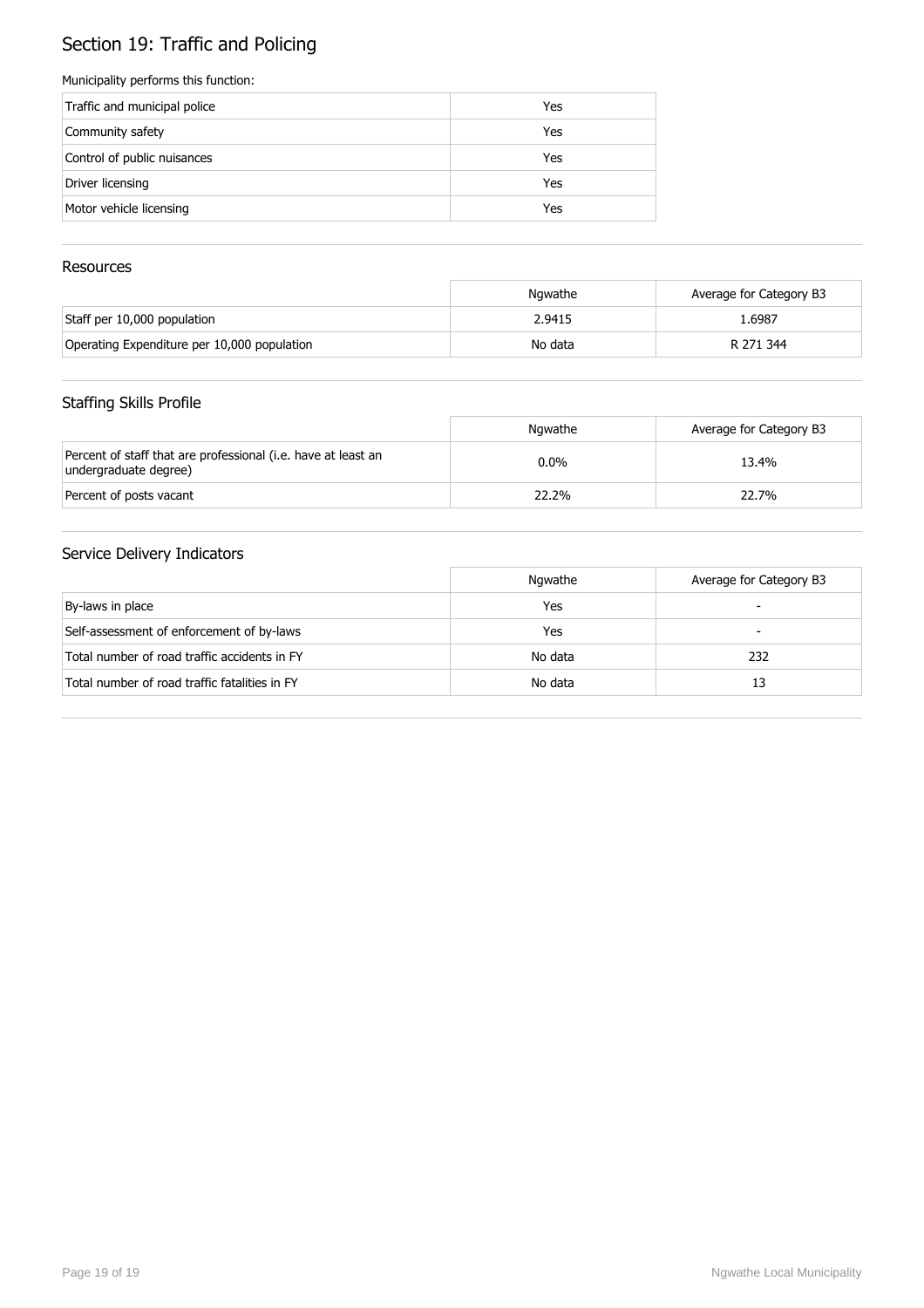# Section 19: Traffic and Policing

Municipality performs this function:

| | |
|---|---|
| Traffic and municipal police | Yes |
| Community safety | Yes |
| Control of public nuisances | Yes |
| Driver licensing | Yes |
| Motor vehicle licensing | Yes |

## Resources

| | Ngwathe | Average for Category B3 |
|---|---|---|
| Staff per 10,000 population | 2.9415 | 1.6987 |
| Operating Expenditure per 10,000 population | No data | R 271 344 |

## Staffing Skills Profile

| | Ngwathe | Average for Category B3 |
|---|---|---|
| Percent of staff that are professional (i.e. have at least an undergraduate degree) | 0.0% | 13.4% |
| Percent of posts vacant | 22.2% | 22.7% |

## Service Delivery Indicators

| | Ngwathe | Average for Category B3 |
|---|---|---|
| By-laws in place | Yes | - |
| Self-assessment of enforcement of by-laws | Yes | - |
| Total number of road traffic accidents in FY | No data | 232 |
| Total number of road traffic fatalities in FY | No data | 13 |